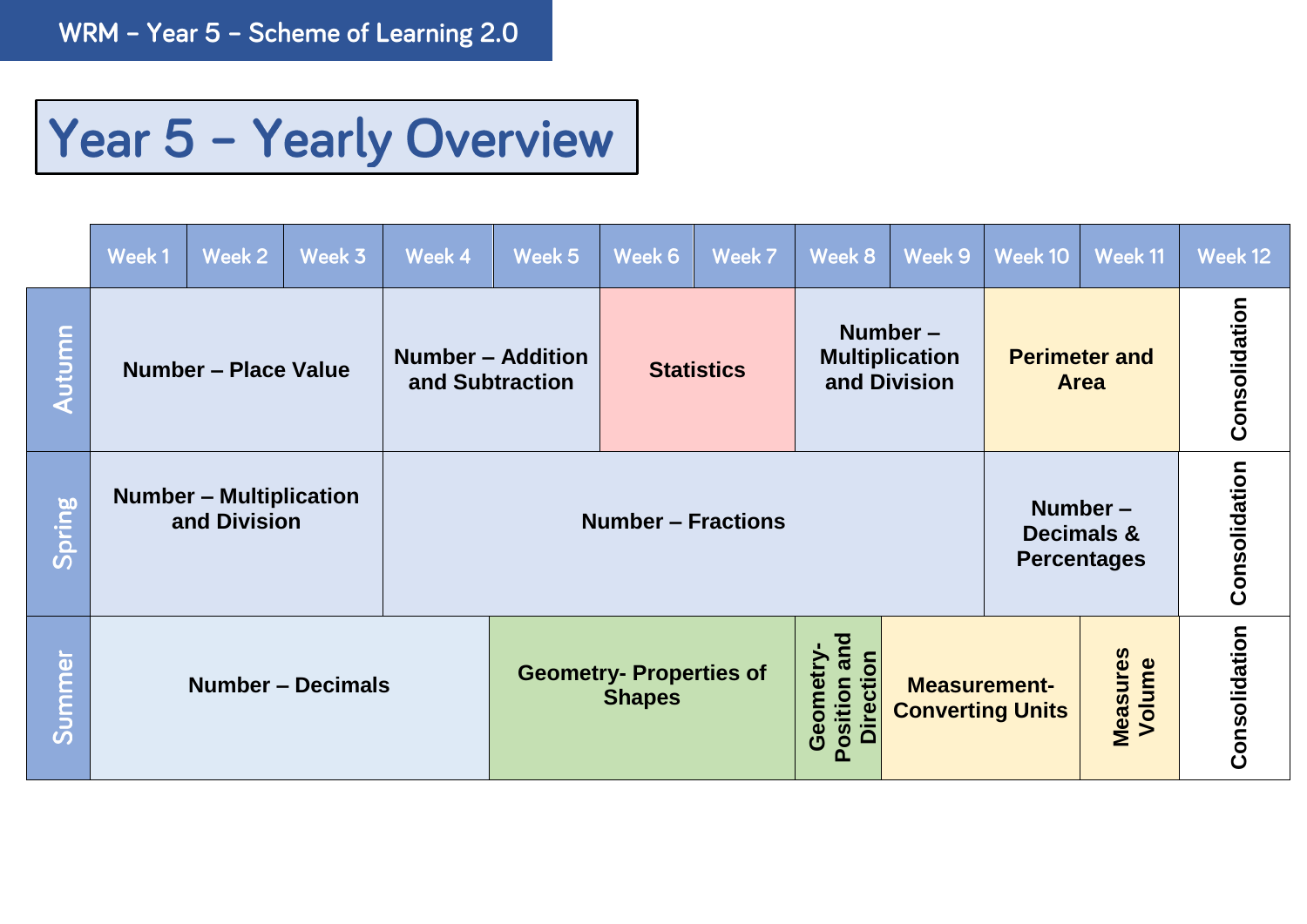# Year 5 – Yearly Overview

| | Week 1 | Week 2 | Week 3 | Week 4 | Week 5 | Week 6 | Week 7 | Week 8 | Week 9 | Week 10 | Week 11 | Week 12 |
|---|---|---|---|---|---|---|---|---|---|---|---|---|
| **Autumn** | **Number – Place Value** | | | **Number – Addition and Subtraction** | | **Statistics** | | **Number – Multiplication and Division** | | **Perimeter and Area** | | **Consolidation** |
| **Spring** | **Number – Multiplication and Division** | | | **Number – Fractions** | | | | | | **Number – Decimals & Percentages** | | **Consolidation** |
| **Summer** | **Number – Decimals** | | | | **Geometry- Properties of Shapes** | | | **Geometry- Position and Direction** | **Measurement- Converting Units** | | **Measures Volume** | **Consolidation** |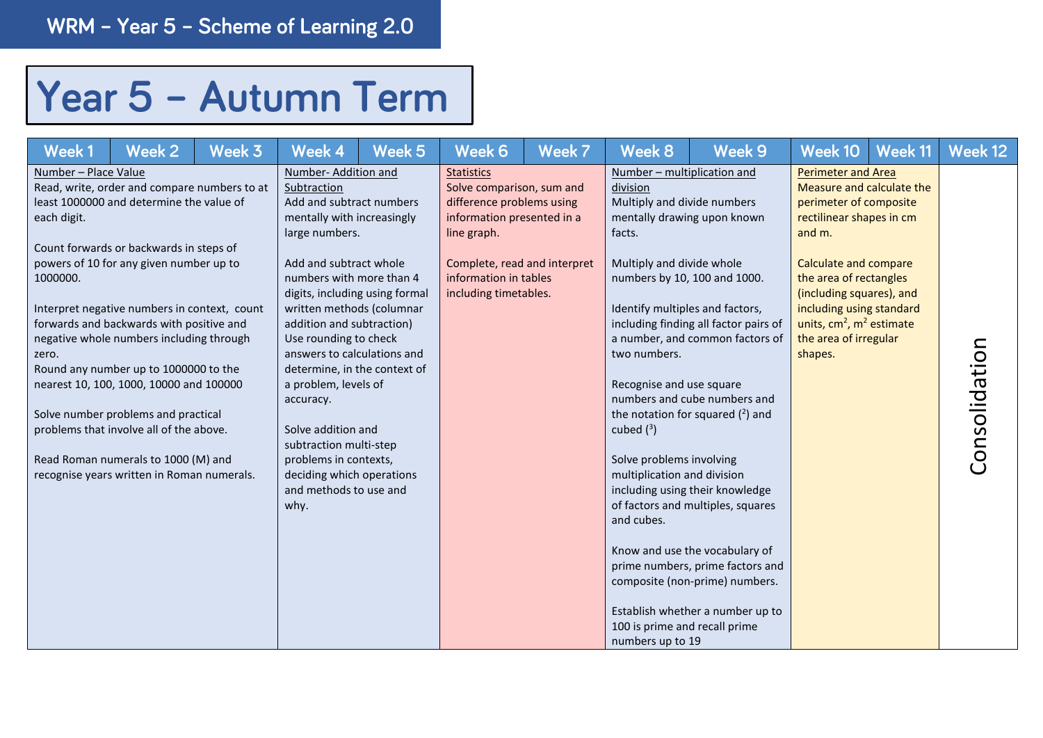WRM – Year 5 – Scheme of Learning 2.0

# Year 5 – Autumn Term

| Week 1 | Week 2 | Week 3 | Week 4 | Week 5 | Week 6 | Week 7 | Week 8 | Week 9 | Week 10 | Week 11 | Week 12 |
|---|---|---|---|---|---|---|---|---|---|---|---|
| Number – Place Value<br>Read, write, order and compare numbers to at least 1000000 and determine the value of each digit.<br><br>Count forwards or backwards in steps of powers of 10 for any given number up to 1000000.<br><br>Interpret negative numbers in context, count forwards and backwards with positive and negative whole numbers including through zero.<br>Round any number up to 1000000 to the nearest 10, 100, 1000, 10000 and 100000<br><br>Solve number problems and practical problems that involve all of the above.<br><br>Read Roman numerals to 1000 (M) and recognise years written in Roman numerals. | | | Number- Addition and Subtraction<br>Add and subtract numbers mentally with increasingly large numbers.<br><br>Add and subtract whole numbers with more than 4 digits, including using formal written methods (columnar addition and subtraction)<br>Use rounding to check answers to calculations and determine, in the context of a problem, levels of accuracy.<br><br>Solve addition and subtraction multi-step problems in contexts, deciding which operations and methods to use and why. | | Statistics<br>Solve comparison, sum and difference problems using information presented in a line graph.<br><br>Complete, read and interpret information in tables including timetables. | | Number – multiplication and division<br>Multiply and divide numbers mentally drawing upon known facts.<br><br>Multiply and divide whole numbers by 10, 100 and 1000.<br><br>Identify multiples and factors, including finding all factor pairs of a number, and common factors of two numbers.<br><br>Recognise and use square numbers and cube numbers and the notation for squared ($^2$) and cubed ($^3$)<br><br>Solve problems involving multiplication and division including using their knowledge of factors and multiples, squares and cubes.<br><br>Know and use the vocabulary of prime numbers, prime factors and composite (non-prime) numbers.<br><br>Establish whether a number up to 100 is prime and recall prime numbers up to 19 | | Perimeter and Area<br>Measure and calculate the perimeter of composite rectilinear shapes in cm and m.<br><br>Calculate and compare the area of rectangles (including squares), and including using standard units, $cm^2$, $m^2$ estimate the area of irregular shapes. | | Consolidation |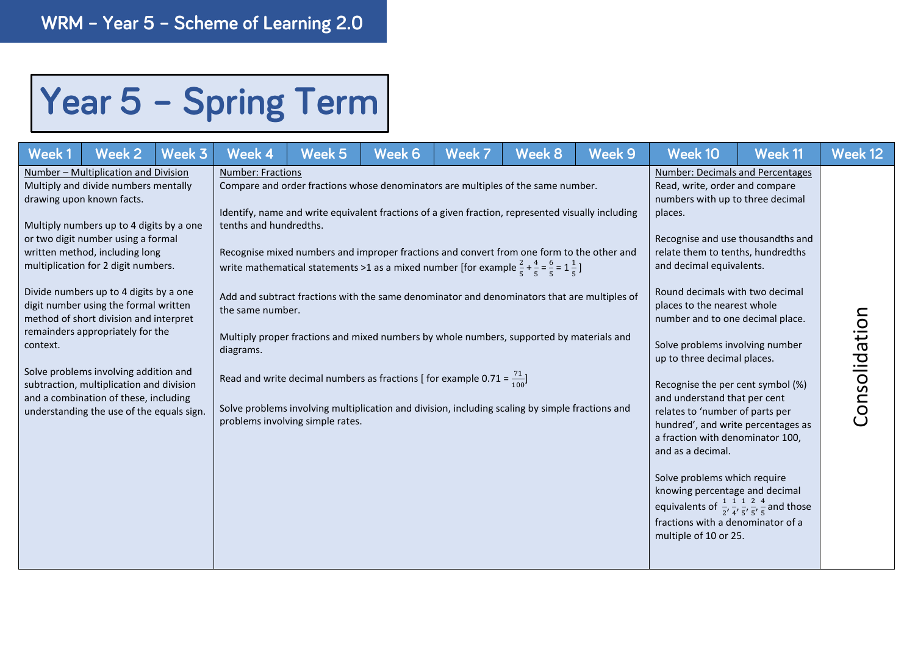WRM – Year 5 – Scheme of Learning 2.0

# Year 5 – Spring Term

| Week 1 | Week 2 | Week 3 | Week 4 | Week 5 | Week 6 | Week 7 | Week 8 | Week 9 | Week 10 | Week 11 | Week 12 |
|---|---|---|---|---|---|---|---|---|---|---|---|
| Number – Multiplication and Division<br>Multiply and divide numbers mentally drawing upon known facts.<br><br>Multiply numbers up to 4 digits by a one or two digit number using a formal written method, including long multiplication for 2 digit numbers.<br><br>Divide numbers up to 4 digits by a one digit number using the formal written method of short division and interpret remainders appropriately for the context.<br><br>Solve problems involving addition and subtraction, multiplication and division and a combination of these, including understanding the use of the equals sign. | | | Number: Fractions<br>Compare and order fractions whose denominators are multiples of the same number.<br><br>Identify, name and write equivalent fractions of a given fraction, represented visually including tenths and hundredths.<br><br>Recognise mixed numbers and improper fractions and convert from one form to the other and write mathematical statements >1 as a mixed number [for example $\frac{2}{5} + \frac{4}{5} = \frac{6}{5} = 1\frac{1}{5}$]<br><br>Add and subtract fractions with the same denominator and denominators that are multiples of the same number.<br><br>Multiply proper fractions and mixed numbers by whole numbers, supported by materials and diagrams.<br><br>Read and write decimal numbers as fractions [ for example 0.71 = $\frac{71}{100}$]<br><br>Solve problems involving multiplication and division, including scaling by simple fractions and problems involving simple rates. | | | | | | Number: Decimals and Percentages<br>Read, write, order and compare numbers with up to three decimal places.<br><br>Recognise and use thousandths and relate them to tenths, hundredths and decimal equivalents.<br><br>Round decimals with two decimal places to the nearest whole number and to one decimal place.<br><br>Solve problems involving number up to three decimal places.<br><br>Recognise the per cent symbol (%) and understand that per cent relates to 'number of parts per hundred', and write percentages as a fraction with denominator 100, and as a decimal.<br><br>Solve problems which require knowing percentage and decimal equivalents of $\frac{1}{2}, \frac{1}{4}, \frac{1}{5}, \frac{2}{5}, \frac{4}{5}$ and those fractions with a denominator of a multiple of 10 or 25. | | Consolidation |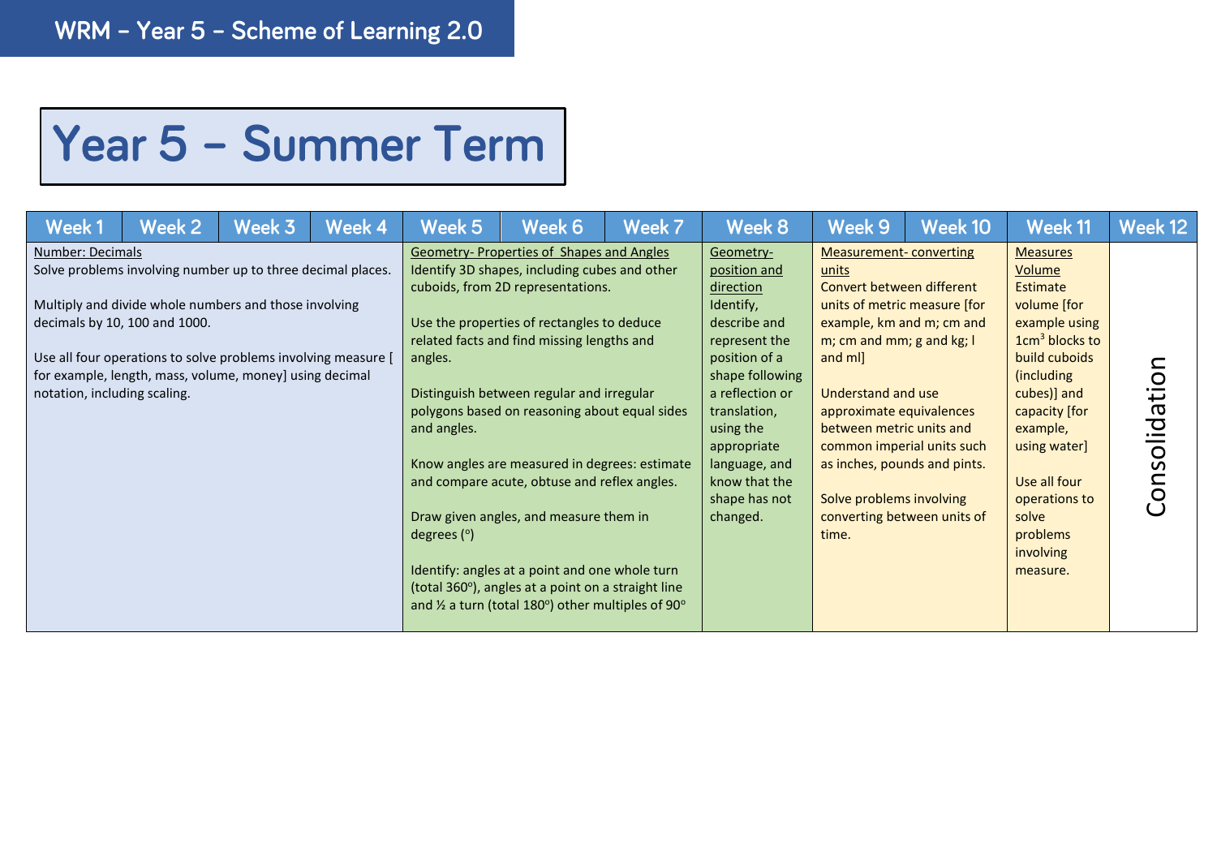WRM – Year 5 – Scheme of Learning 2.0

# Year 5 – Summer Term

| Week 1 | Week 2 | Week 3 | Week 4 | Week 5 | Week 6 | Week 7 | Week 8 | Week 9 | Week 10 | Week 11 | Week 12 |
|---|---|---|---|---|---|---|---|---|---|---|---|
| Number: Decimals<br>Solve problems involving number up to three decimal places.<br><br>Multiply and divide whole numbers and those involving decimals by 10, 100 and 1000.<br><br>Use all four operations to solve problems involving measure [ for example, length, mass, volume, money] using decimal notation, including scaling. | | | | Geometry- Properties of Shapes and Angles<br>Identify 3D shapes, including cubes and other cuboids, from 2D representations.<br><br>Use the properties of rectangles to deduce related facts and find missing lengths and angles.<br><br>Distinguish between regular and irregular polygons based on reasoning about equal sides and angles.<br><br>Know angles are measured in degrees: estimate and compare acute, obtuse and reflex angles.<br><br>Draw given angles, and measure them in degrees (°)<br><br>Identify: angles at a point and one whole turn (total 360°), angles at a point on a straight line and ½ a turn (total 180°) other multiples of 90° | | | Geometry- position and direction<br>Identify, describe and represent the position of a shape following a reflection or translation, using the appropriate language, and know that the shape has not changed. | Measurement- converting units<br>Convert between different units of metric measure [for example, km and m; cm and m; cm and mm; g and kg; l and ml]<br><br>Understand and use approximate equivalences between metric units and common imperial units such as inches, pounds and pints.<br><br>Solve problems involving converting between units of time. | | Measures Volume<br>Estimate volume [for example using 1cm³ blocks to build cuboids (including cubes)] and capacity [for example, using water]<br><br>Use all four operations to solve problems involving measure. | Consolidation |